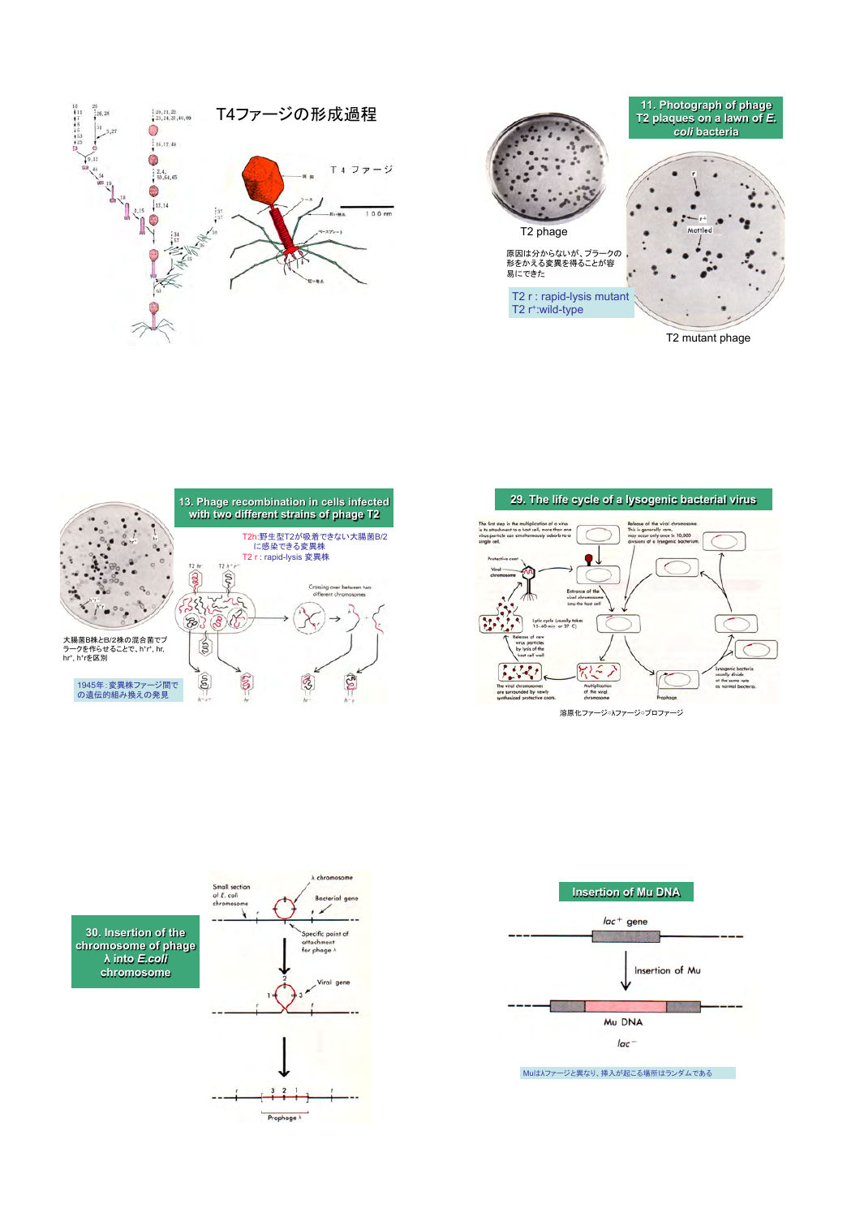## T4ファージの形成過程

T４ファージ

## 11. Photograph of phage T2 plaques on a lawn of *E. coli* bacteria

T2 phage

原因は分からないが、プラークの形をかえる変異を得ることが容易にできた

T2 r : rapid-lysis mutant
T2 r⁺:wild-type

T2 mutant phage

## 13. Phage recombination in cells infected with two different strains of phage T2

T2h:野生型T2が吸着できない大腸菌B/2に感染できる変異株
T2 r : rapid-lysis 変異株

大腸菌B株とB/2株の混合菌でプラークを作らせることで、h⁺r⁺, hr, hr⁺, h⁺rを区別

1945年：変異株ファージ間での遺伝的組み換えの発見

## 29. The life cycle of a lysogenic bacterial virus

溶原化ファージ=λファージ=プロファージ

## 30. Insertion of the chromosome of phage λ into *E.coli* chromosome

## Insertion of Mu DNA

Muはλファージと異なり、挿入が起こる場所はランダムである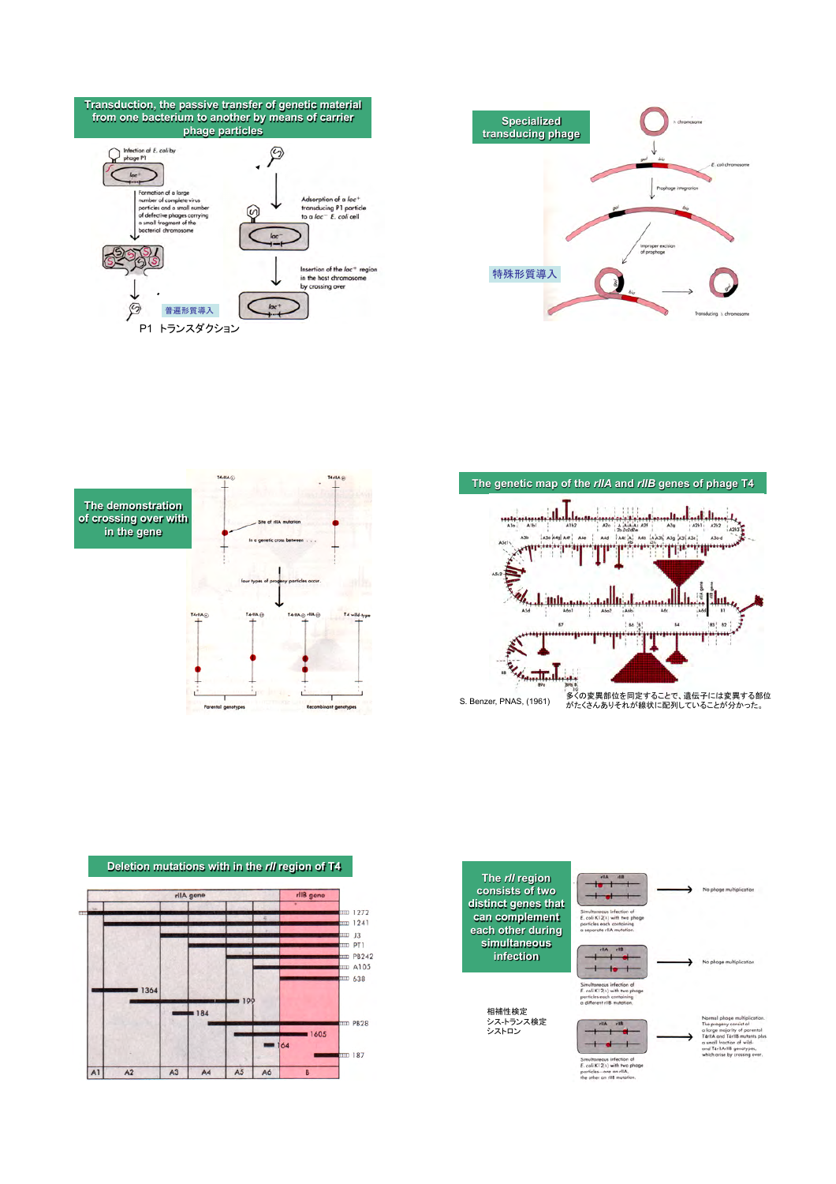## Transduction, the passive transfer of genetic material from one bacterium to another by means of carrier phage particles

Infection of *E. coli* by phage P1

*lac*+

Formation of a large number of complete virus particles and a small number of defective phages carrying a small fragment of the bacterial chromosome

Adsorption of a *lac*+ transducing P1 particle to a *lac*− *E. coli* cell

*lac*−

Insertion of the *lac*+ region in the host chromosome by crossing over

*lac*+

普遍形質導入

P1 トランスダクション

## Specialized transducing phage

λ chromosome

*gal* *bio*

*E. coli* chromosome

Prophage integration

Improper excision of prophage

Transducing λ chromosome

特殊形質導入

## The demonstration of crossing over with in the gene

T4rIIA○ T4rIIA○

Site of rIIA mutation

In a genetic cross between . . .

four types of progeny particles occur.

T4rIIA○ T4rIIA○ T4rIIA○ rIIA○ T4 wild-type

Parental genotypes Recombinant genotypes

## The genetic map of the *rIIA* and *rIIB* genes of phage T4

S. Benzer, PNAS, (1961)

多くの変異部位を同定することで、遺伝子には変異する部位がたくさんありそれが線状に配列していることが分かった。

## Deletion mutations with in the *rII* region of T4

rIIA gene | rIIB gene

1272, 1241, J3, PT1, PB242, A105, 638, 1364, 199, 184, PB28, 1605, 164, 187

A1 A2 A3 A4 A5 A6 B

## The *rII* region consists of two distinct genes that can complement each other during simultaneous infection

Simultaneous infection of *E. coli* K12(λ) with two phage particles each containing a separate rIIA mutation. → No phage multiplication

Simultaneous infection of *E. coli* K12(λ) with two phage particles each containing a different rIIB mutation. → No phage multiplication

Simultaneous infection of *E. coli* K12(λ) with two phage particles—one an rIIA, the other an rIIB mutation. → Normal phage multiplication. The progeny consist of a large majority of parental T4rIIA and T4rIIB mutants plus a small fraction of wild-type and T4rIIA/rIIB genotypes, which arise by crossing over.

相補性検定

シス-トランス検定

シストロン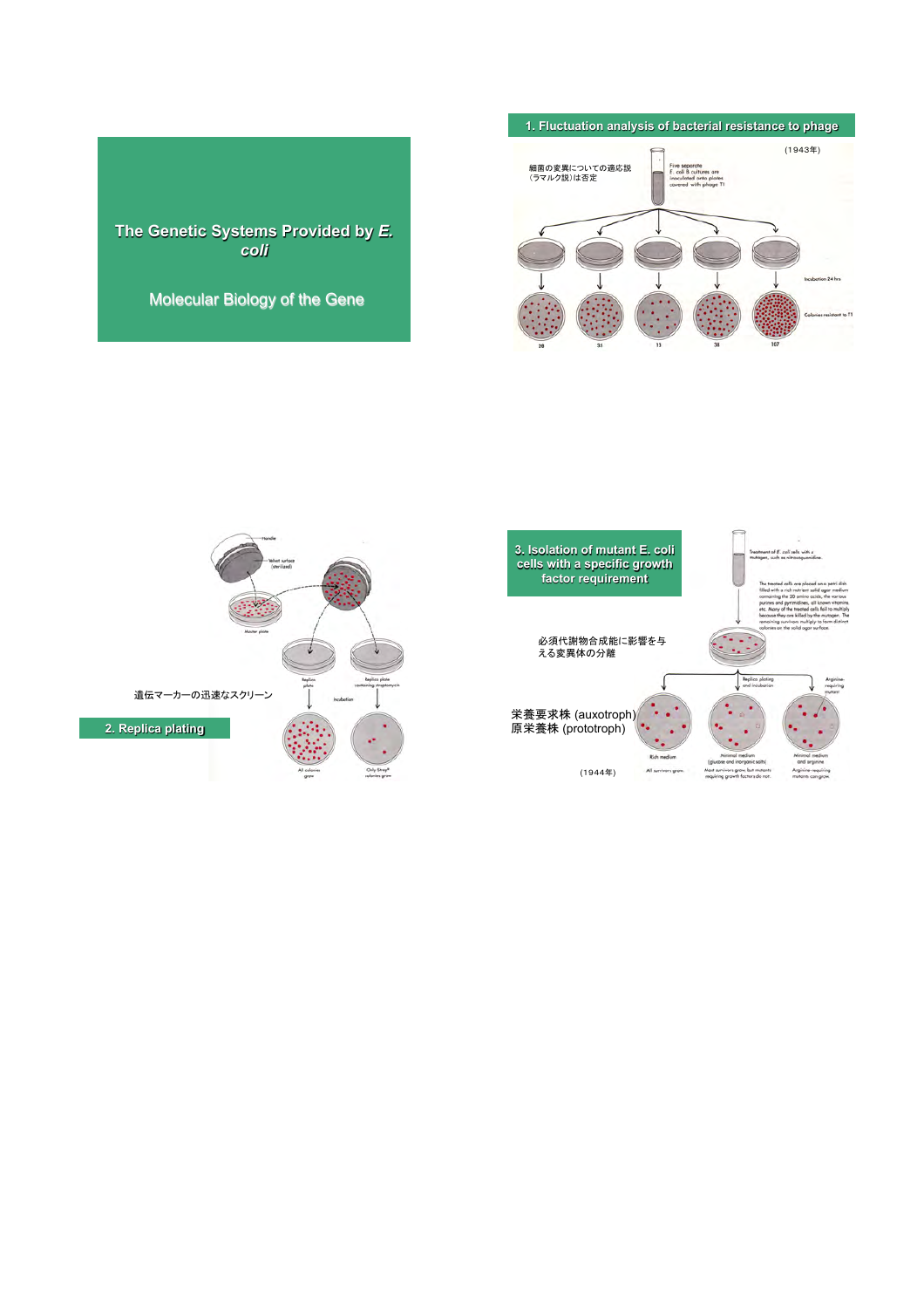## The Genetic Systems Provided by *E. coli*

Molecular Biology of the Gene

## 1. Fluctuation analysis of bacterial resistance to phage

(1943年)

細菌の変異についての適応説（ラマルク説）は否定

Five separate E. coli B cultures are inoculated onto plates covered with phage T1

Incubation 24 hrs

Colonies resistant to T1

28 31 11 38 107

## 2. Replica plating

遺伝マーカーの迅速なスクリーン

Handle

Velvet surface (sterilized)

Master plate

Replica plate

Replica plate containing streptomycin

Incubation

All colonies grow

Only Strep[R] colonies grow

## 3. Isolation of mutant E. coli cells with a specific growth factor requirement

必須代謝物合成能に影響を与える変異体の分離

栄養要求株 (auxotroph)
原栄養株 (prototroph)

(1944年)

Treatment of E. coli cells with a mutagen, such as nitrosoguanidine.

The treated cells are placed on a petri dish filled with a rich nutrient solid agar medium containing the 20 amino acids, the various purines and pyrimidines, all known vitamins, etc. Many of the treated cells fail to multiply because they are killed by the mutagen. The remaining survivors multiply to form distinct colonies on the solid agar surface.

Replica plating and incubation

Arginine-requiring mutant

Rich medium
All survivors grow.

Minimal medium (glucose and inorganic salts)
Most survivors grow, but mutants requiring growth factors do not.

Minimal medium and arginine
Arginine-requiring mutants can grow.